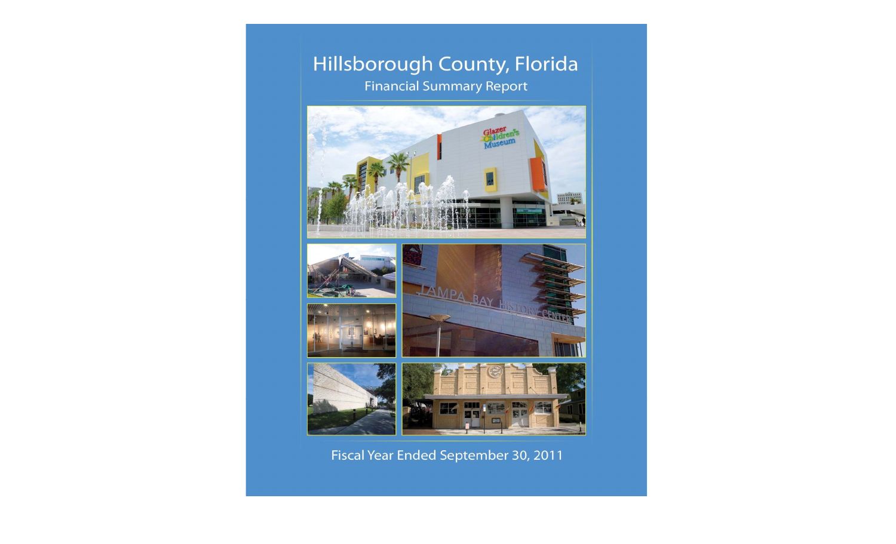# Hillsborough County, Florida

## Financial Summary Report

Fiscal Year Ended September 30, 2011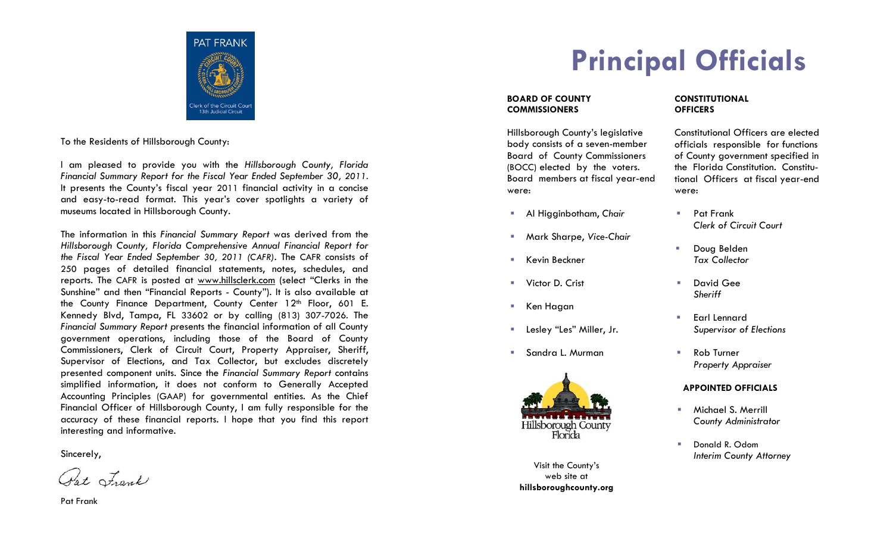PAT FRANK

Clerk of the Circuit Court
13th Judicial Circuit

To the Residents of Hillsborough County:

I am pleased to provide you with the *Hillsborough County, Florida Financial Summary Report for the Fiscal Year Ended September 30, 2011*. It presents the County's fiscal year 2011 financial activity in a concise and easy-to-read format. This year's cover spotlights a variety of museums located in Hillsborough County.

The information in this *Financial Summary Report* was derived from the *Hillsborough County, Florida Comprehensive Annual Financial Report for the Fiscal Year Ended September 30, 2011 (CAFR)*. The CAFR consists of 250 pages of detailed financial statements, notes, schedules, and reports. The CAFR is posted at www.hillsclerk.com (select "Clerks in the Sunshine" and then "Financial Reports - County"). It is also available at the County Finance Department, County Center 12th Floor, 601 E. Kennedy Blvd, Tampa, FL 33602 or by calling (813) 307-7026. The *Financial Summary Report* presents the financial information of all County government operations, including those of the Board of County Commissioners, Clerk of Circuit Court, Property Appraiser, Sheriff, Supervisor of Elections, and Tax Collector, but excludes discretely presented component units. Since the *Financial Summary Report* contains simplified information, it does not conform to Generally Accepted Accounting Principles (GAAP) for governmental entities. As the Chief Financial Officer of Hillsborough County, I am fully responsible for the accuracy of these financial reports. I hope that you find this report interesting and informative.

Sincerely,

Pat Frank

Pat Frank

# Principal Officials

**BOARD OF COUNTY COMMISSIONERS**

Hillsborough County's legislative body consists of a seven-member Board of County Commissioners (BOCC) elected by the voters. Board members at fiscal year-end were:

- Al Higginbotham, *Chair*
- Mark Sharpe, *Vice-Chair*
- Kevin Beckner
- Victor D. Crist
- Ken Hagan
- Lesley "Les" Miller, Jr.
- Sandra L. Murman

Hillsborough County
Florida

Visit the County's web site at **hillsboroughcounty.org**

**CONSTITUTIONAL OFFICERS**

Constitutional Officers are elected officials responsible for functions of County government specified in the Florida Constitution. Constitutional Officers at fiscal year-end were:

- Pat Frank
  *Clerk of Circuit Court*
- Doug Belden
  *Tax Collector*
- David Gee
  *Sheriff*
- Earl Lennard
  *Supervisor of Elections*
- Rob Turner
  *Property Appraiser*

**APPOINTED OFFICIALS**

- Michael S. Merrill
  *County Administrator*
- Donald R. Odom
  *Interim County Attorney*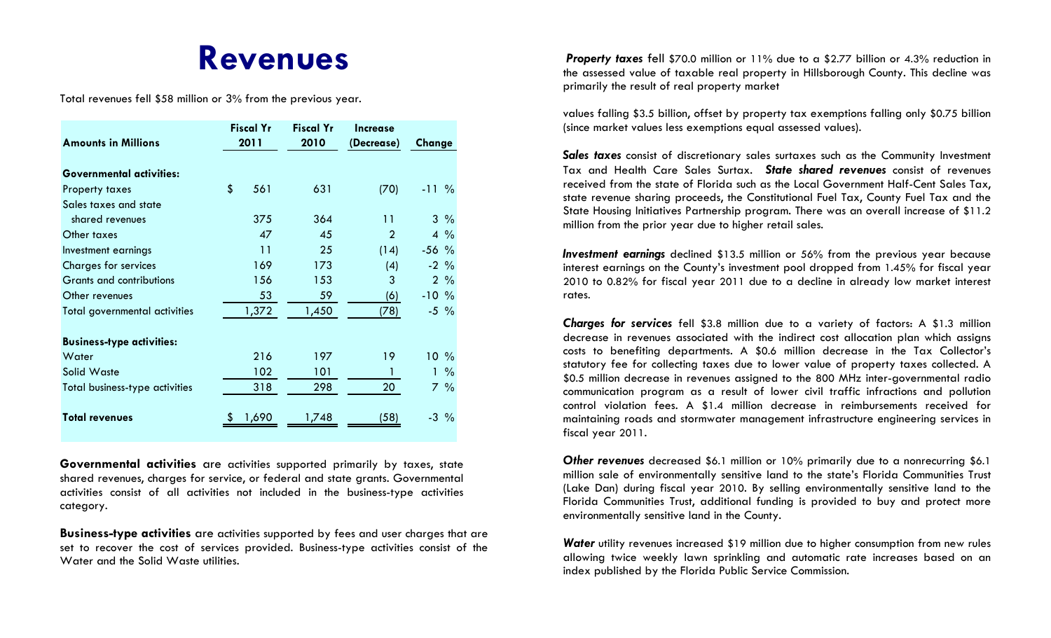# Revenues

Total revenues fell $58 million or 3% from the previous year.

| Amounts in Millions | Fiscal Yr 2011 | Fiscal Yr 2010 | Increase (Decrease) | Change |
|---|---|---|---|---|
| **Governmental activities:** | | | | |
| Property taxes | $ 561 | 631 | (70) | -11 % |
| Sales taxes and state shared revenues | 375 | 364 | 11 | 3 % |
| Other taxes | 47 | 45 | 2 | 4 % |
| Investment earnings | 11 | 25 | (14) | -56 % |
| Charges for services | 169 | 173 | (4) | -2 % |
| Grants and contributions | 156 | 153 | 3 | 2 % |
| Other revenues | 53 | 59 | (6) | -10 % |
| Total governmental activities | 1,372 | 1,450 | (78) | -5 % |
| **Business-type activities:** | | | | |
| Water | 216 | 197 | 19 | 10 % |
| Solid Waste | 102 | 101 | 1 | 1 % |
| Total business-type activities | 318 | 298 | 20 | 7 % |
| **Total revenues** | $ 1,690 | 1,748 | (58) | -3 % |

**Governmental activities** are activities supported primarily by taxes, state shared revenues, charges for service, or federal and state grants. Governmental activities consist of all activities not included in the business-type activities category.

**Business-type activities** are activities supported by fees and user charges that are set to recover the cost of services provided. Business-type activities consist of the Water and the Solid Waste utilities.

***Property taxes*** fell $70.0 million or 11% due to a $2.77 billion or 4.3% reduction in the assessed value of taxable real property in Hillsborough County. This decline was primarily the result of real property market

values falling $3.5 billion, offset by property tax exemptions falling only $0.75 billion (since market values less exemptions equal assessed values).

***Sales taxes*** consist of discretionary sales surtaxes such as the Community Investment Tax and Health Care Sales Surtax. ***State shared revenues*** consist of revenues received from the state of Florida such as the Local Government Half-Cent Sales Tax, state revenue sharing proceeds, the Constitutional Fuel Tax, County Fuel Tax and the State Housing Initiatives Partnership program. There was an overall increase of $11.2 million from the prior year due to higher retail sales.

***Investment earnings*** declined $13.5 million or 56% from the previous year because interest earnings on the County's investment pool dropped from 1.45% for fiscal year 2010 to 0.82% for fiscal year 2011 due to a decline in already low market interest rates.

***Charges for services*** fell $3.8 million due to a variety of factors: A $1.3 million decrease in revenues associated with the indirect cost allocation plan which assigns costs to benefiting departments. A $0.6 million decrease in the Tax Collector's statutory fee for collecting taxes due to lower value of property taxes collected. A $0.5 million decrease in revenues assigned to the 800 MHz inter-governmental radio communication program as a result of lower civil traffic infractions and pollution control violation fees. A $1.4 million decrease in reimbursements received for maintaining roads and stormwater management infrastructure engineering services in fiscal year 2011.

***Other revenues*** decreased $6.1 million or 10% primarily due to a nonrecurring $6.1 million sale of environmentally sensitive land to the state's Florida Communities Trust (Lake Dan) during fiscal year 2010. By selling environmentally sensitive land to the Florida Communities Trust, additional funding is provided to buy and protect more environmentally sensitive land in the County.

***Water*** utility revenues increased $19 million due to higher consumption from new rules allowing twice weekly lawn sprinkling and automatic rate increases based on an index published by the Florida Public Service Commission.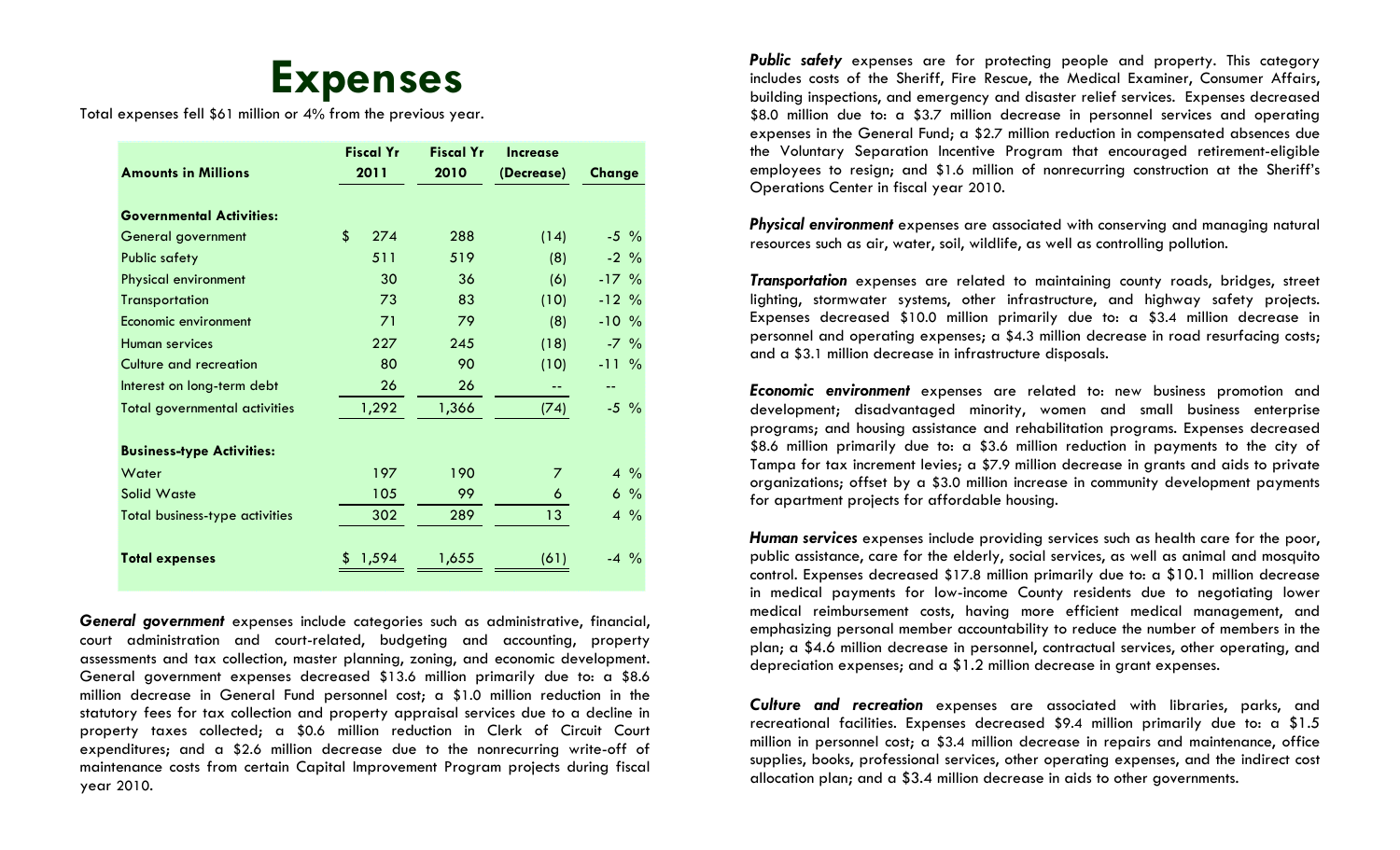# Expenses

Total expenses fell $61 million or 4% from the previous year.

| Amounts in Millions | Fiscal Yr 2011 | Fiscal Yr 2010 | Increase (Decrease) | Change |
|---|---|---|---|---|
| **Governmental Activities:** | | | | |
| General government | $ 274 | 288 | (14) | -5 % |
| Public safety | 511 | 519 | (8) | -2 % |
| Physical environment | 30 | 36 | (6) | -17 % |
| Transportation | 73 | 83 | (10) | -12 % |
| Economic environment | 71 | 79 | (8) | -10 % |
| Human services | 227 | 245 | (18) | -7 % |
| Culture and recreation | 80 | 90 | (10) | -11 % |
| Interest on long-term debt | 26 | 26 | -- | -- |
| Total governmental activities | 1,292 | 1,366 | (74) | -5 % |
| **Business-type Activities:** | | | | |
| Water | 197 | 190 | 7 | 4 % |
| Solid Waste | 105 | 99 | 6 | 6 % |
| Total business-type activities | 302 | 289 | 13 | 4 % |
| **Total expenses** | $ 1,594 | 1,655 | (61) | -4 % |

***General government*** expenses include categories such as administrative, financial, court administration and court-related, budgeting and accounting, property assessments and tax collection, master planning, zoning, and economic development. General government expenses decreased $13.6 million primarily due to: a $8.6 million decrease in General Fund personnel cost; a $1.0 million reduction in the statutory fees for tax collection and property appraisal services due to a decline in property taxes collected; a $0.6 million reduction in Clerk of Circuit Court expenditures; and a $2.6 million decrease due to the nonrecurring write-off of maintenance costs from certain Capital Improvement Program projects during fiscal year 2010.

***Public safety*** expenses are for protecting people and property. This category includes costs of the Sheriff, Fire Rescue, the Medical Examiner, Consumer Affairs, building inspections, and emergency and disaster relief services. Expenses decreased $8.0 million due to: a $3.7 million decrease in personnel services and operating expenses in the General Fund; a $2.7 million reduction in compensated absences due the Voluntary Separation Incentive Program that encouraged retirement-eligible employees to resign; and $1.6 million of nonrecurring construction at the Sheriff's Operations Center in fiscal year 2010.

***Physical environment*** expenses are associated with conserving and managing natural resources such as air, water, soil, wildlife, as well as controlling pollution.

***Transportation*** expenses are related to maintaining county roads, bridges, street lighting, stormwater systems, other infrastructure, and highway safety projects. Expenses decreased $10.0 million primarily due to: a $3.4 million decrease in personnel and operating expenses; a $4.3 million decrease in road resurfacing costs; and a $3.1 million decrease in infrastructure disposals.

***Economic environment*** expenses are related to: new business promotion and development; disadvantaged minority, women and small business enterprise programs; and housing assistance and rehabilitation programs. Expenses decreased $8.6 million primarily due to: a $3.6 million reduction in payments to the city of Tampa for tax increment levies; a $7.9 million decrease in grants and aids to private organizations; offset by a $3.0 million increase in community development payments for apartment projects for affordable housing.

***Human services*** expenses include providing services such as health care for the poor, public assistance, care for the elderly, social services, as well as animal and mosquito control. Expenses decreased $17.8 million primarily due to: a $10.1 million decrease in medical payments for low-income County residents due to negotiating lower medical reimbursement costs, having more efficient medical management, and emphasizing personal member accountability to reduce the number of members in the plan; a $4.6 million decrease in personnel, contractual services, other operating, and depreciation expenses; and a $1.2 million decrease in grant expenses.

***Culture and recreation*** expenses are associated with libraries, parks, and recreational facilities. Expenses decreased $9.4 million primarily due to: a $1.5 million in personnel cost; a $3.4 million decrease in repairs and maintenance, office supplies, books, professional services, other operating expenses, and the indirect cost allocation plan; and a $3.4 million decrease in aids to other governments.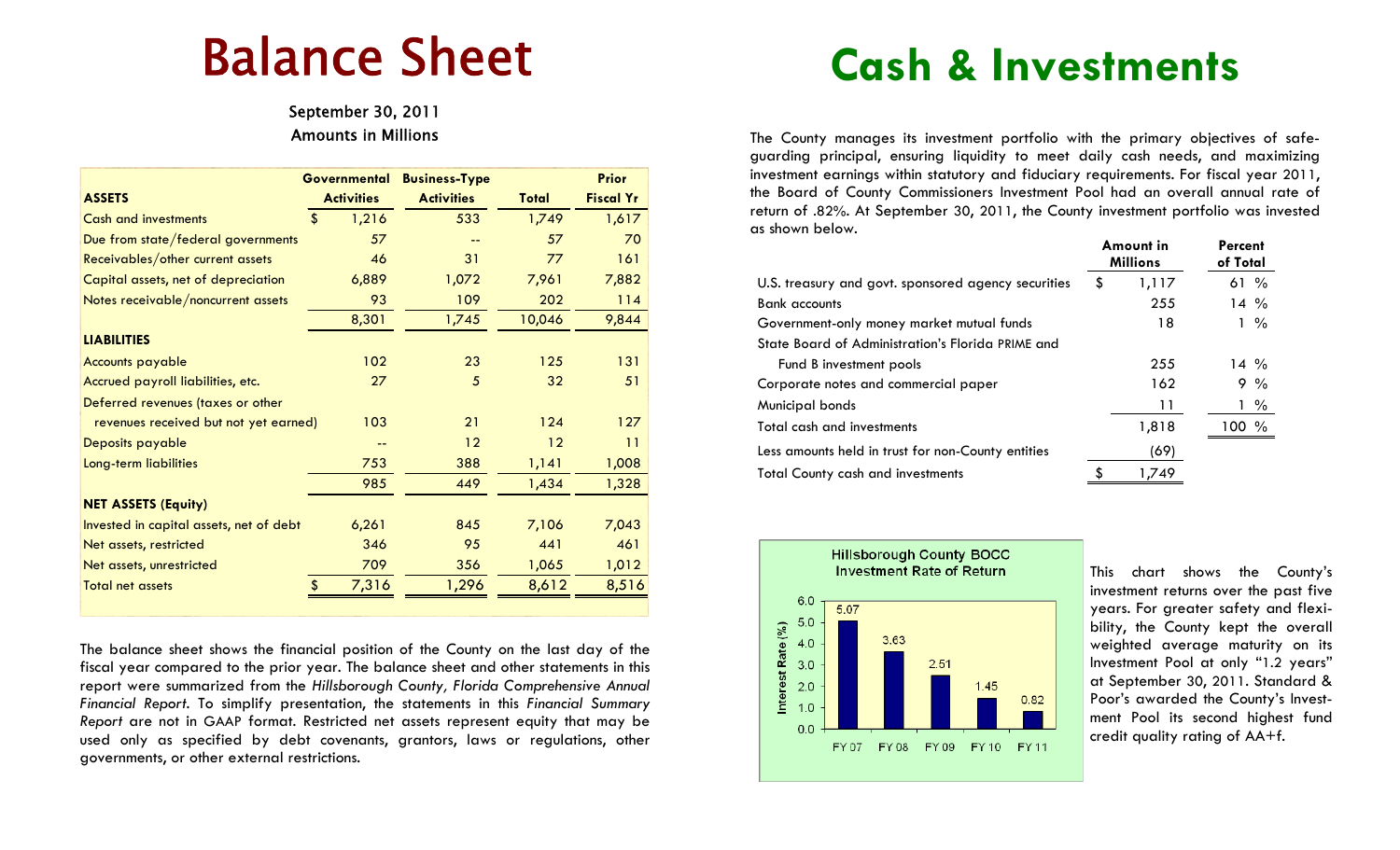# Balance Sheet

September 30, 2011
Amounts in Millions

| ASSETS | Governmental Activities | Business-Type Activities | Total | Prior Fiscal Yr |
|---|---|---|---|---|
| Cash and investments | $ 1,216 | 533 | 1,749 | 1,617 |
| Due from state/federal governments | 57 | -- | 57 | 70 |
| Receivables/other current assets | 46 | 31 | 77 | 161 |
| Capital assets, net of depreciation | 6,889 | 1,072 | 7,961 | 7,882 |
| Notes receivable/noncurrent assets | 93 | 109 | 202 | 114 |
| | 8,301 | 1,745 | 10,046 | 9,844 |
| **LIABILITIES** | | | | |
| Accounts payable | 102 | 23 | 125 | 131 |
| Accrued payroll liabilities, etc. | 27 | 5 | 32 | 51 |
| Deferred revenues (taxes or other revenues received but not yet earned) | 103 | 21 | 124 | 127 |
| Deposits payable | -- | 12 | 12 | 11 |
| Long-term liabilities | 753 | 388 | 1,141 | 1,008 |
| | 985 | 449 | 1,434 | 1,328 |
| **NET ASSETS (Equity)** | | | | |
| Invested in capital assets, net of debt | 6,261 | 845 | 7,106 | 7,043 |
| Net assets, restricted | 346 | 95 | 441 | 461 |
| Net assets, unrestricted | 709 | 356 | 1,065 | 1,012 |
| Total net assets | $ 7,316 | 1,296 | 8,612 | 8,516 |

The balance sheet shows the financial position of the County on the last day of the fiscal year compared to the prior year. The balance sheet and other statements in this report were summarized from the *Hillsborough County, Florida Comprehensive Annual Financial Report*. To simplify presentation, the statements in this *Financial Summary Report* are not in GAAP format. Restricted net assets represent equity that may be used only as specified by debt covenants, grantors, laws or regulations, other governments, or other external restrictions.

# Cash & Investments

The County manages its investment portfolio with the primary objectives of safeguarding principal, ensuring liquidity to meet daily cash needs, and maximizing investment earnings within statutory and fiduciary requirements. For fiscal year 2011, the Board of County Commissioners Investment Pool had an overall annual rate of return of .82%. At September 30, 2011, the County investment portfolio was invested as shown below.

| | Amount in Millions | Percent of Total |
|---|---|---|
| U.S. treasury and govt. sponsored agency securities | $ 1,117 | 61 % |
| Bank accounts | 255 | 14 % |
| Government-only money market mutual funds | 18 | 1 % |
| State Board of Administration's Florida PRIME and Fund B investment pools | 255 | 14 % |
| Corporate notes and commercial paper | 162 | 9 % |
| Municipal bonds | 11 | 1 % |
| Total cash and investments | 1,818 | 100 % |
| Less amounts held in trust for non-County entities | (69) | |
| Total County cash and investments | $ 1,749 | |

**Hillsborough County BOCC Investment Rate of Return**

| Fiscal Year | Interest Rate (%) |
|---|---|
| FY 07 | 5.07 |
| FY 08 | 3.63 |
| FY 09 | 2.51 |
| FY 10 | 1.45 |
| FY 11 | 0.82 |

This chart shows the County's investment returns over the past five years. For greater safety and flexibility, the County kept the overall weighted average maturity on its Investment Pool at only "1.2 years" at September 30, 2011. Standard & Poor's awarded the County's Investment Pool its second highest fund credit quality rating of AA+f.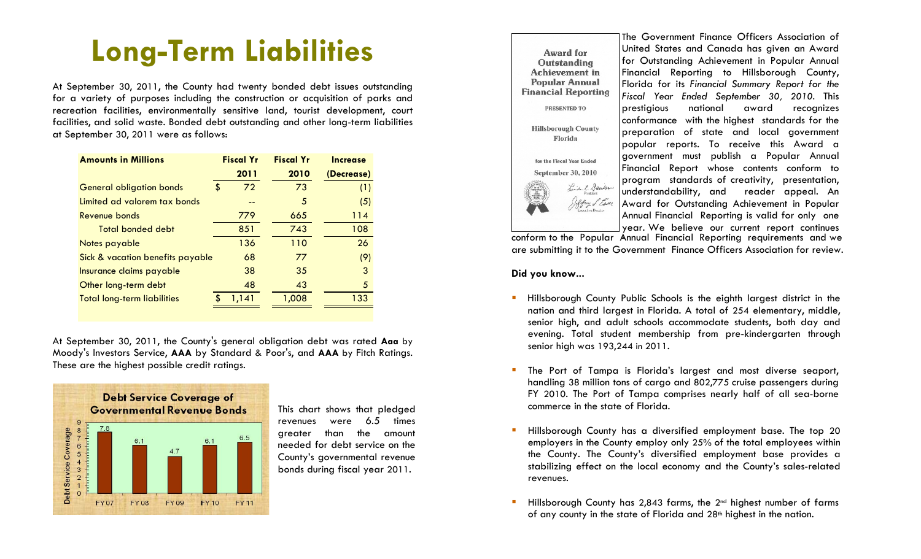# Long-Term Liabilities

At September 30, 2011, the County had twenty bonded debt issues outstanding for a variety of purposes including the construction or acquisition of parks and recreation facilities, environmentally sensitive land, tourist development, court facilities, and solid waste. Bonded debt outstanding and other long-term liabilities at September 30, 2011 were as follows:

| Amounts in Millions | Fiscal Yr 2011 | Fiscal Yr 2010 | Increase (Decrease) |
|---|---|---|---|
| General obligation bonds | $ 72 | 73 | (1) |
| Limited ad valorem tax bonds | -- | 5 | (5) |
| Revenue bonds | 779 | 665 | 114 |
| Total bonded debt | 851 | 743 | 108 |
| Notes payable | 136 | 110 | 26 |
| Sick & vacation benefits payable | 68 | 77 | (9) |
| Insurance claims payable | 38 | 35 | 3 |
| Other long-term debt | 48 | 43 | 5 |
| Total long-term liabilities | $ 1,141 | 1,008 | 133 |

At September 30, 2011, the County's general obligation debt was rated **Aaa** by Moody's Investors Service, **AAA** by Standard & Poor's, and **AAA** by Fitch Ratings. These are the highest possible credit ratings.

Debt Service Coverage of Governmental Revenue Bonds

Debt Service Coverage

9
8
7
6
5
4
3
2
1
0

7.8
6.1
4.7
6.1
6.5

FY 07
FY 08
FY 09
FY 10
FY 11

This chart shows that pledged revenues were 6.5 times greater than the amount needed for debt service on the County's governmental revenue bonds during fiscal year 2011.

Award for Outstanding Achievement in Popular Annual Financial Reporting

PRESENTED TO

Hillsborough County Florida

for the Fiscal Year Ended September 30, 2010

President

Executive Director

The Government Finance Officers Association of United States and Canada has given an Award for Outstanding Achievement in Popular Annual Financial Reporting to Hillsborough County, Florida for its *Financial Summary Report for the Fiscal Year Ended September 30, 2010*. This prestigious national award recognizes conformance with the highest standards for the preparation of state and local government popular reports. To receive this Award a government must publish a Popular Annual Financial Report whose contents conform to program standards of creativity, presentation, understandability, and reader appeal. An Award for Outstanding Achievement in Popular Annual Financial Reporting is valid for only one year. We believe our current report continues conform to the Popular Annual Financial Reporting requirements and we are submitting it to the Government Finance Officers Association for review.

**Did you know...**

- Hillsborough County Public Schools is the eighth largest district in the nation and third largest in Florida. A total of 254 elementary, middle, senior high, and adult schools accommodate students, both day and evening. Total student membership from pre-kindergarten through senior high was 193,244 in 2011.
- The Port of Tampa is Florida's largest and most diverse seaport, handling 38 million tons of cargo and 802,775 cruise passengers during FY 2010. The Port of Tampa comprises nearly half of all sea-borne commerce in the state of Florida.
- Hillsborough County has a diversified employment base. The top 20 employers in the County employ only 25% of the total employees within the County. The County's diversified employment base provides a stabilizing effect on the local economy and the County's sales-related revenues.
- Hillsborough County has 2,843 farms, the 2nd highest number of farms of any county in the state of Florida and 28th highest in the nation.